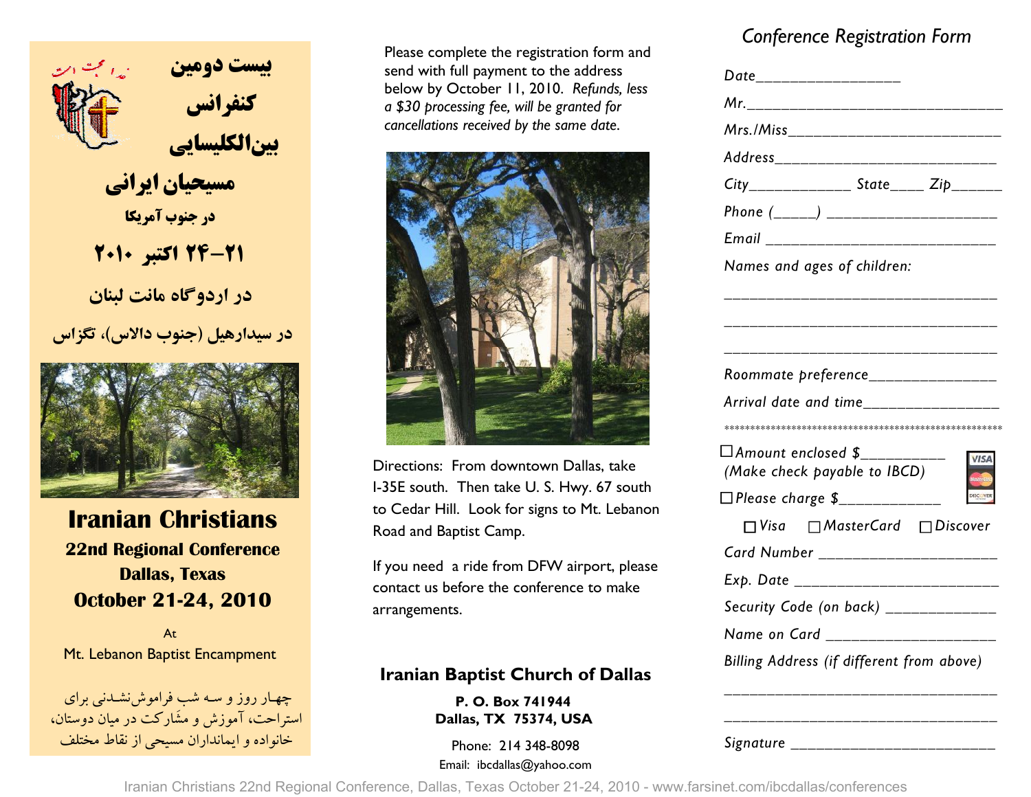بیست دومین

کنفرانس

بین‌الکلیسایی

مسیحیان ایرانی

در جنوب آمریکا

۲۱–۲۴ اکتبر ۲۰۱۰

در اردوگاه مانت لبنان

در سیدارهیل (جنوب دالاس)، تگزاس

# Iranian Christians

## 22nd Regional Conference

## Dallas, Texas

## October 21-24, 2010

At

Mt. Lebanon Baptist Encampment

چهار روز و سه شب فراموش‌نشدنی برای استراحت، آموزش و مشارکت در میان دوستان، خانواده و ایمانداران مسیحی از نقاط مختلف

Please complete the registration form and send with full payment to the address below by October 11, 2010. *Refunds, less a $30 processing fee, will be granted for cancellations received by the same date.*

Directions: From downtown Dallas, take I-35E south. Then take U. S. Hwy. 67 south to Cedar Hill. Look for signs to Mt. Lebanon Road and Baptist Camp.

If you need a ride from DFW airport, please contact us before the conference to make arrangements.

**Iranian Baptist Church of Dallas**

**P. O. Box 741944**

**Dallas, TX 75374, USA**

Phone: 214 348-8098

Email: ibcdallas@yahoo.com

## *Conference Registration Form*

*Date*_________________

*Mr.*_________________________________

*Mrs./Miss*___________________________

*Address*_____________________________

*City*_____________ *State*____ *Zip*______

*Phone* (_____) ______________________

*Email* _____________________________

*Names and ages of children:*

_________________________________

_________________________________

_________________________________

*Roommate preference*_______________

*Arrival date and time*_______________

*****************************************************

☐ *Amount enclosed $*__________

*(Make check payable to IBCD)*

☐ *Please charge $*____________

☐ *Visa* ☐ *MasterCard* ☐ *Discover*

*Card Number* ______________________

*Exp. Date* _________________________

*Security Code (on back)* _____________

*Name on Card* _____________________

*Billing Address (if different from above)*

_________________________________

_________________________________

*Signature* _________________________

Iranian Christians 22nd Regional Conference, Dallas, Texas October 21-24, 2010 - www.farsinet.com/ibcdallas/conferences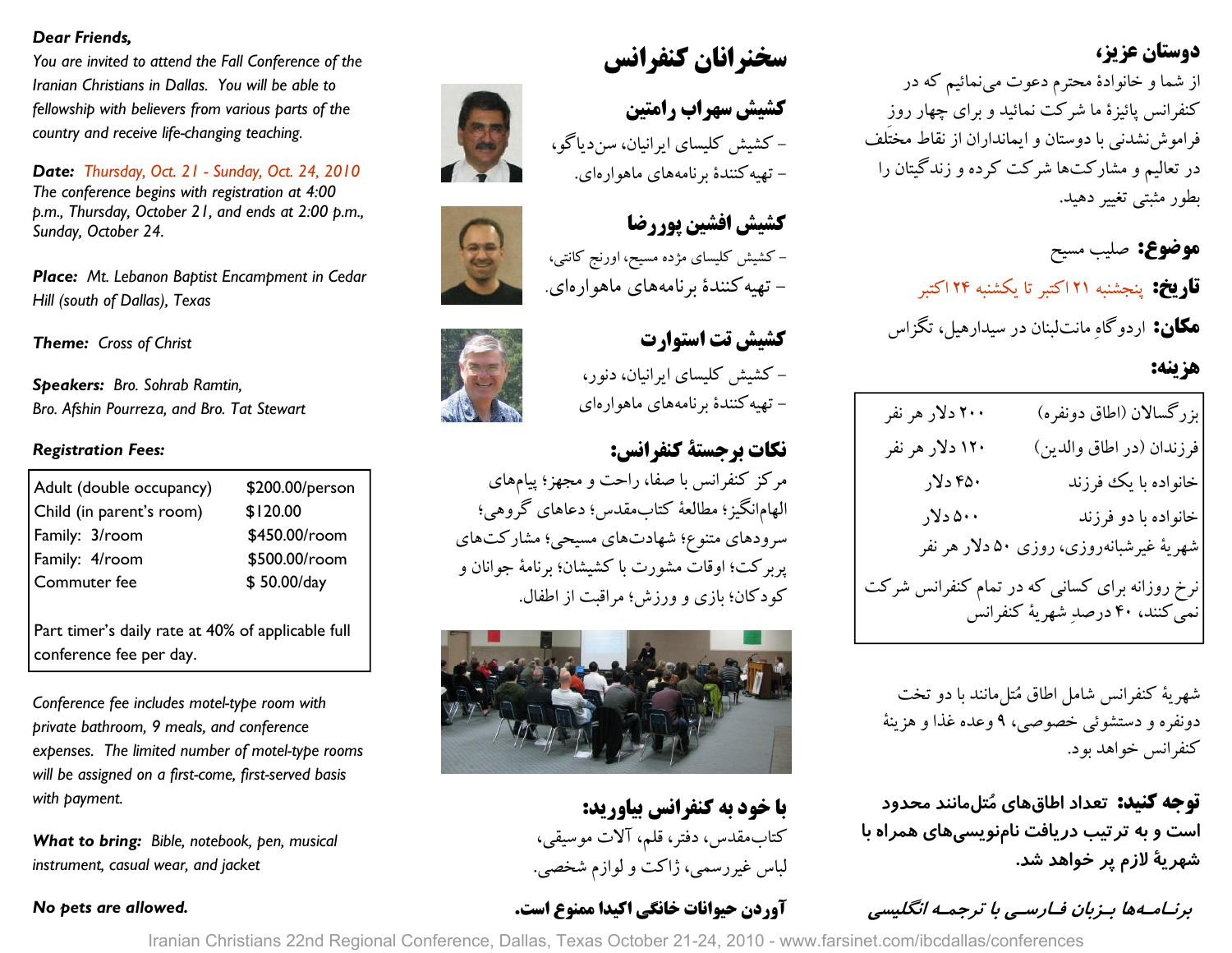*Dear Friends,*

*You are invited to attend the Fall Conference of the Iranian Christians in Dallas. You will be able to fellowship with believers from various parts of the country and receive life-changing teaching.*

***Date:*** *Thursday, Oct. 21 - Sunday, Oct. 24, 2010*
*The conference begins with registration at 4:00 p.m., Thursday, October 21, and ends at 2:00 p.m., Sunday, October 24.*

***Place:*** *Mt. Lebanon Baptist Encampment in Cedar Hill (south of Dallas), Texas*

***Theme:*** *Cross of Christ*

***Speakers:*** *Bro. Sohrab Ramtin, Bro. Afshin Pourreza, and Bro. Tat Stewart*

***Registration Fees:***

| | |
|---|---|
| Adult (double occupancy) | $200.00/person |
| Child (in parent's room) | $120.00 |
| Family: 3/room | $450.00/room |
| Family: 4/room | $500.00/room |
| Commuter fee | $ 50.00/day |

Part timer's daily rate at 40% of applicable full conference fee per day.

*Conference fee includes motel-type room with private bathroom, 9 meals, and conference expenses. The limited number of motel-type rooms will be assigned on a first-come, first-served basis with payment.*

***What to bring:*** *Bible, notebook, pen, musical instrument, casual wear, and jacket*

***No pets are allowed.***

## سخنرانان کنفرانس

### کشیش سهراب رامتین

– کشیش کلیسای ایرانیان، سن‌دیاگو،
– تهیه‌کنندهٔ برنامه‌های ماهواره‌ای.

### کشیش افشین پوررضا

– کشیش کلیسای مژده مسیح، اورنج کانتی،
– تهیه‌کنندهٔ برنامه‌های ماهواره‌ای.

### کشیش تت استوارت

– کشیش کلیسای ایرانیان، دنور،
– تهیه‌کنندهٔ برنامه‌های ماهواره‌ای

### نکات برجستهٔ کنفرانس:

مرکز کنفرانس با صفا، راحت و مجهز؛ پیام‌های الهام‌انگیز؛ مطالعهٔ کتاب‌مقدس؛ دعاهای گروهی؛ سرودهای متنوع؛ شهادت‌های مسیحی؛ مشارکت‌های پربرکت؛ اوقات مشورت با کشیشان؛ برنامهٔ جوانان و کودکان؛ بازی و ورزش؛ مراقبت از اطفال.

### با خود به کنفرانس بیاورید:

کتاب‌مقدس، دفتر، قلم، آلات موسیقی، لباس غیررسمی، ژاکت و لوازم شخصی.

**آوردن حیوانات خانگی اکیداً ممنوع است.**

## دوستان عزیز،

از شما و خانوادهٔ محترم دعوت می‌نمائیم که در کنفرانس پائیزهٔ ما شرکت نمائید و برای چهار روز فراموش‌نشدنی با دوستان و ایمانداران از نقاط مختلف در تعالیم و مشارکت‌ها شرکت کرده و زندگیتان را بطور مثبتی تغییر دهید.

**موضوع:** صلیب مسیح

**تاریخ:** پنجشنبه ۲۱ اکتبر تا یکشنبه ۲۴ اکتبر

**مکان:** اردوگاهِ مانت‌لبنان در سیدارهیل، تگزاس

**هزینه:**

| | |
|---|---|
| بزرگسالان (اطاق دونفره) | ۲۰۰ دلار هر نفر |
| فرزندان (در اطاق والدین) | ۱۲۰ دلار هر نفر |
| خانواده با یک فرزند | ۴۵۰ دلار |
| خانواده با دو فرزند | ۵۰۰ دلار |
| شهریهٔ غیرشبانه‌روزی، روزی ۵۰ دلار هر نفر | |

نرخ روزانه برای کسانی که در تمام کنفرانس شرکت نمی‌کنند، ۴۰ درصدِ شهریهٔ کنفرانس

شهریهٔ کنفرانس شامل اطاق مُتل‌مانند با دو تخت دونفره و دستشوئی خصوصی، ۹ وعده غذا و هزینهٔ کنفرانس خواهد بود.

**توجه کنید: تعداد اطاق‌های مُتل‌مانند محدود است و به ترتیب دریافت نام‌نویسی‌های همراه با شهریهٔ لازم پر خواهد شد.**

***برنامه‌ها بزبان فارسی با ترجمه انگلیسی***

Iranian Christians 22nd Regional Conference, Dallas, Texas October 21-24, 2010 - www.farsinet.com/ibcdallas/conferences